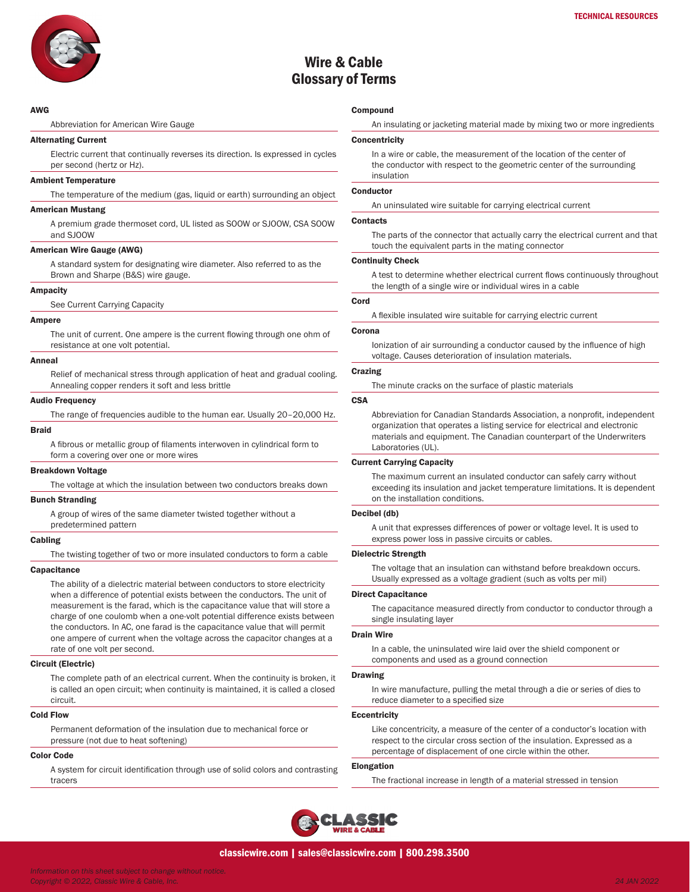# Wire & Cable Glossary of Terms

**AWG**

Abbreviation for American Wire Gauge

**Alternating Current**

Electric current that continually reverses its direction. Is expressed in cycles per second (hertz or Hz).

**Ambient Temperature**

The temperature of the medium (gas, liquid or earth) surrounding an object

**American Mustang**

A premium grade thermoset cord, UL listed as SOOW or SJOOW, CSA SOOW and SJOOW

**American Wire Gauge (AWG)**

A standard system for designating wire diameter. Also referred to as the Brown and Sharpe (B&S) wire gauge.

**Ampacity**

See Current Carrying Capacity

**Ampere**

The unit of current. One ampere is the current flowing through one ohm of resistance at one volt potential.

**Anneal**

Relief of mechanical stress through application of heat and gradual cooling. Annealing copper renders it soft and less brittle

**Audio Frequency**

The range of frequencies audible to the human ear. Usually 20–20,000 Hz.

**Braid**

A fibrous or metallic group of filaments interwoven in cylindrical form to form a covering over one or more wires

**Breakdown Voltage**

The voltage at which the insulation between two conductors breaks down

**Bunch Stranding**

A group of wires of the same diameter twisted together without a predetermined pattern

**Cabling**

The twisting together of two or more insulated conductors to form a cable

**Capacitance**

The ability of a dielectric material between conductors to store electricity when a difference of potential exists between the conductors. The unit of measurement is the farad, which is the capacitance value that will store a charge of one coulomb when a one-volt potential difference exists between the conductors. In AC, one farad is the capacitance value that will permit one ampere of current when the voltage across the capacitor changes at a rate of one volt per second.

**Circuit (Electric)**

The complete path of an electrical current. When the continuity is broken, it is called an open circuit; when continuity is maintained, it is called a closed circuit.

**Cold Flow**

Permanent deformation of the insulation due to mechanical force or pressure (not due to heat softening)

**Color Code**

A system for circuit identification through use of solid colors and contrasting tracers

**Compound**

An insulating or jacketing material made by mixing two or more ingredients

**Concentricity**

In a wire or cable, the measurement of the location of the center of the conductor with respect to the geometric center of the surrounding insulation

**Conductor**

An uninsulated wire suitable for carrying electrical current

**Contacts**

The parts of the connector that actually carry the electrical current and that touch the equivalent parts in the mating connector

**Continuity Check**

A test to determine whether electrical current flows continuously throughout the length of a single wire or individual wires in a cable

**Cord**

A flexible insulated wire suitable for carrying electric current

**Corona**

Ionization of air surrounding a conductor caused by the influence of high voltage. Causes deterioration of insulation materials.

**Crazing**

The minute cracks on the surface of plastic materials

**CSA**

Abbreviation for Canadian Standards Association, a nonprofit, independent organization that operates a listing service for electrical and electronic materials and equipment. The Canadian counterpart of the Underwriters Laboratories (UL).

**Current Carrying Capacity**

The maximum current an insulated conductor can safely carry without exceeding its insulation and jacket temperature limitations. It is dependent on the installation conditions.

**Decibel (db)**

A unit that expresses differences of power or voltage level. It is used to express power loss in passive circuits or cables.

**Dielectric Strength**

The voltage that an insulation can withstand before breakdown occurs. Usually expressed as a voltage gradient (such as volts per mil)

**Direct Capacitance**

The capacitance measured directly from conductor to conductor through a single insulating layer

**Drain Wire**

In a cable, the uninsulated wire laid over the shield component or components and used as a ground connection

**Drawing**

In wire manufacture, pulling the metal through a die or series of dies to reduce diameter to a specified size

**Eccentricity**

Like concentricity, a measure of the center of a conductor's location with respect to the circular cross section of the insulation. Expressed as a percentage of displacement of one circle within the other.

**Elongation**

The fractional increase in length of a material stressed in tension

classicwire.com | sales@classicwire.com | 800.298.3500

*Information on this sheet subject to change without notice.*
*Copyright © 2022, Classic Wire & Cable, Inc.*

24 JAN 2022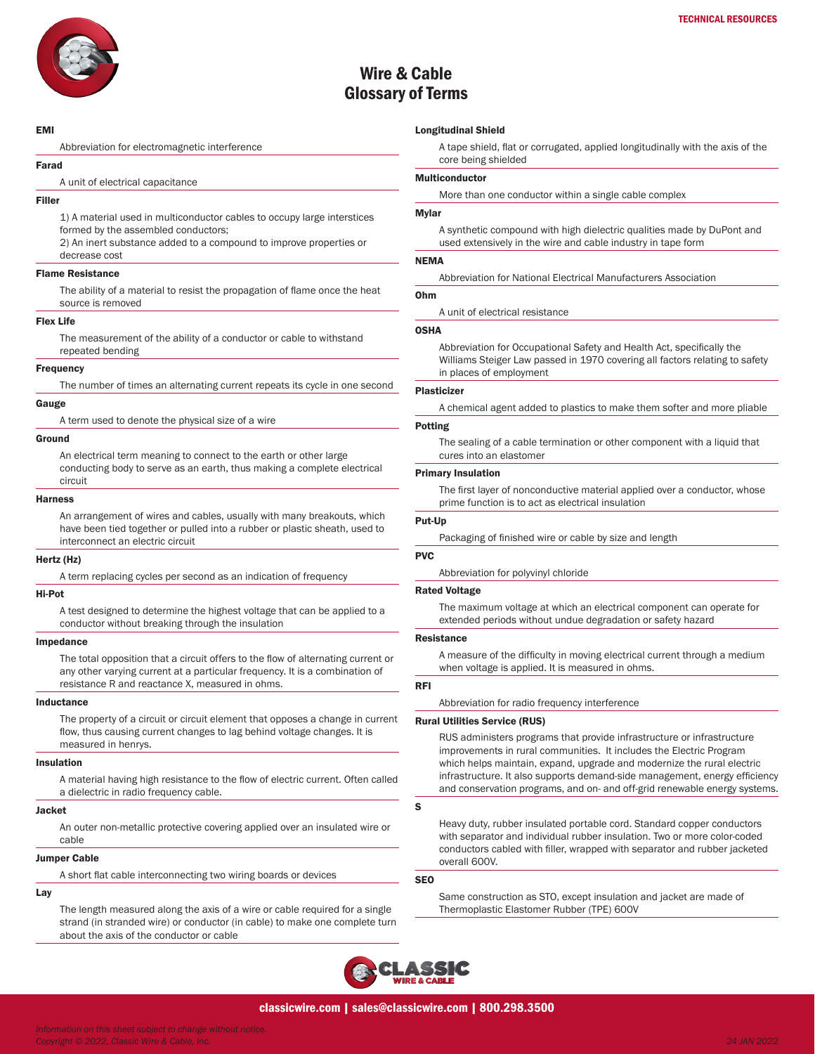# Wire & Cable Glossary of Terms

**EMI**

Abbreviation for electromagnetic interference

**Farad**

A unit of electrical capacitance

**Filler**

1) A material used in multiconductor cables to occupy large interstices formed by the assembled conductors;
2) An inert substance added to a compound to improve properties or decrease cost

**Flame Resistance**

The ability of a material to resist the propagation of flame once the heat source is removed

**Flex Life**

The measurement of the ability of a conductor or cable to withstand repeated bending

**Frequency**

The number of times an alternating current repeats its cycle in one second

**Gauge**

A term used to denote the physical size of a wire

**Ground**

An electrical term meaning to connect to the earth or other large conducting body to serve as an earth, thus making a complete electrical circuit

**Harness**

An arrangement of wires and cables, usually with many breakouts, which have been tied together or pulled into a rubber or plastic sheath, used to interconnect an electric circuit

**Hertz (Hz)**

A term replacing cycles per second as an indication of frequency

**Hi-Pot**

A test designed to determine the highest voltage that can be applied to a conductor without breaking through the insulation

**Impedance**

The total opposition that a circuit offers to the flow of alternating current or any other varying current at a particular frequency. It is a combination of resistance R and reactance X, measured in ohms.

**Inductance**

The property of a circuit or circuit element that opposes a change in current flow, thus causing current changes to lag behind voltage changes. It is measured in henrys.

**Insulation**

A material having high resistance to the flow of electric current. Often called a dielectric in radio frequency cable.

**Jacket**

An outer non-metallic protective covering applied over an insulated wire or cable

**Jumper Cable**

A short flat cable interconnecting two wiring boards or devices

**Lay**

The length measured along the axis of a wire or cable required for a single strand (in stranded wire) or conductor (in cable) to make one complete turn about the axis of the conductor or cable

**Longitudinal Shield**

A tape shield, flat or corrugated, applied longitudinally with the axis of the core being shielded

**Multiconductor**

More than one conductor within a single cable complex

**Mylar**

A synthetic compound with high dielectric qualities made by DuPont and used extensively in the wire and cable industry in tape form

**NEMA**

Abbreviation for National Electrical Manufacturers Association

**Ohm**

A unit of electrical resistance

**OSHA**

Abbreviation for Occupational Safety and Health Act, specifically the Williams Steiger Law passed in 1970 covering all factors relating to safety in places of employment

**Plasticizer**

A chemical agent added to plastics to make them softer and more pliable

**Potting**

The sealing of a cable termination or other component with a liquid that cures into an elastomer

**Primary Insulation**

The first layer of nonconductive material applied over a conductor, whose prime function is to act as electrical insulation

**Put-Up**

Packaging of finished wire or cable by size and length

**PVC**

Abbreviation for polyvinyl chloride

**Rated Voltage**

The maximum voltage at which an electrical component can operate for extended periods without undue degradation or safety hazard

**Resistance**

A measure of the difficulty in moving electrical current through a medium when voltage is applied. It is measured in ohms.

**RFI**

Abbreviation for radio frequency interference

**Rural Utilities Service (RUS)**

RUS administers programs that provide infrastructure or infrastructure improvements in rural communities. It includes the Electric Program which helps maintain, expand, upgrade and modernize the rural electric infrastructure. It also supports demand-side management, energy efficiency and conservation programs, and on- and off-grid renewable energy systems.

**S**

Heavy duty, rubber insulated portable cord. Standard copper conductors with separator and individual rubber insulation. Two or more color-coded conductors cabled with filler, wrapped with separator and rubber jacketed overall 600V.

**SEO**

Same construction as STO, except insulation and jacket are made of Thermoplastic Elastomer Rubber (TPE) 600V

classicwire.com | sales@classicwire.com | 800.298.3500

*Information on this sheet subject to change without notice.*
*Copyright © 2022, Classic Wire & Cable, Inc.*

*24 JAN 2022*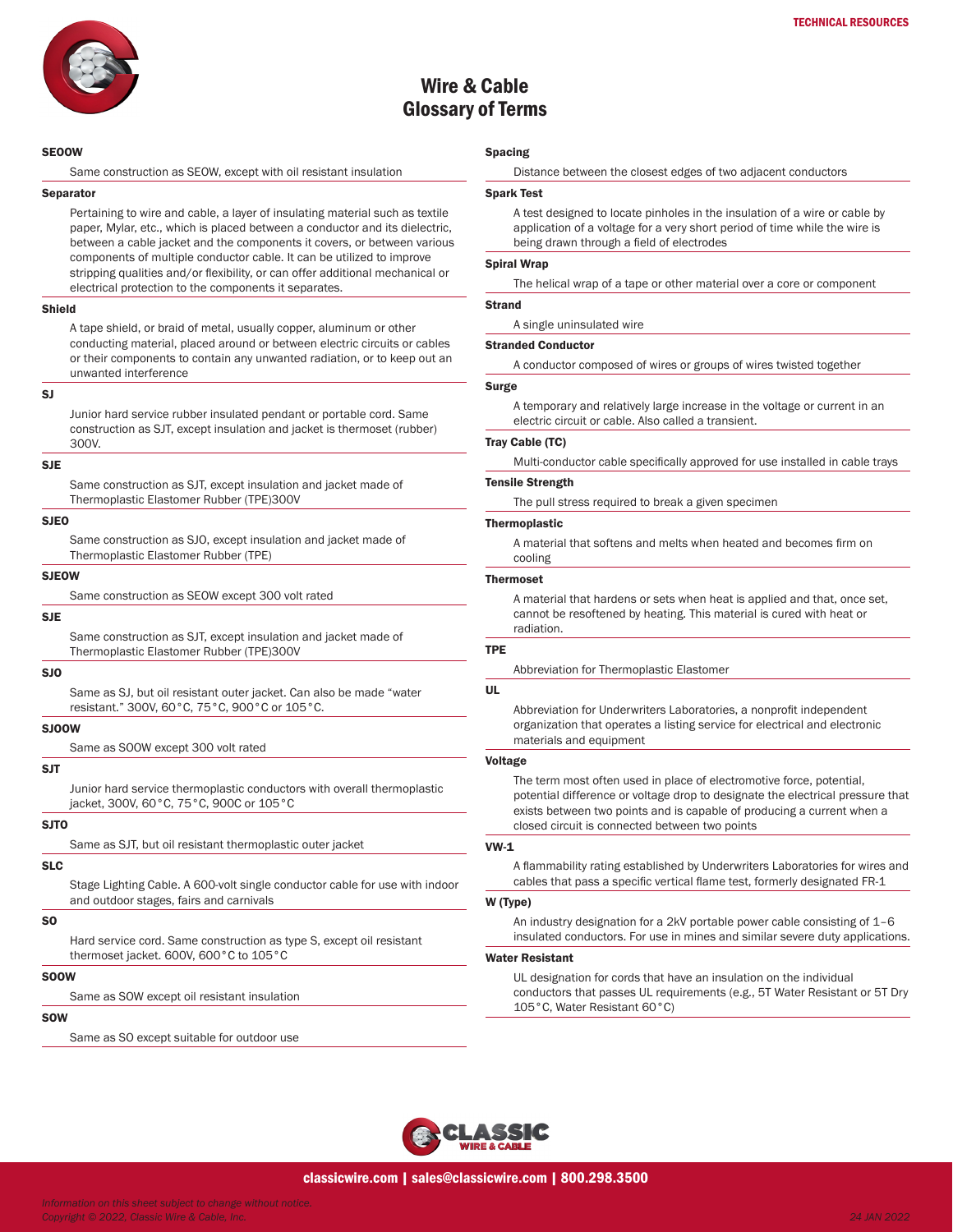# Wire & Cable Glossary of Terms

**SEOOW**

Same construction as SEOW, except with oil resistant insulation

**Separator**

Pertaining to wire and cable, a layer of insulating material such as textile paper, Mylar, etc., which is placed between a conductor and its dielectric, between a cable jacket and the components it covers, or between various components of multiple conductor cable. It can be utilized to improve stripping qualities and/or flexibility, or can offer additional mechanical or electrical protection to the components it separates.

**Shield**

A tape shield, or braid of metal, usually copper, aluminum or other conducting material, placed around or between electric circuits or cables or their components to contain any unwanted radiation, or to keep out an unwanted interference

**SJ**

Junior hard service rubber insulated pendant or portable cord. Same construction as SJT, except insulation and jacket is thermoset (rubber) 300V.

**SJE**

Same construction as SJT, except insulation and jacket made of Thermoplastic Elastomer Rubber (TPE)300V

**SJEO**

Same construction as SJO, except insulation and jacket made of Thermoplastic Elastomer Rubber (TPE)

**SJEOW**

Same construction as SEOW except 300 volt rated

**SJE**

Same construction as SJT, except insulation and jacket made of Thermoplastic Elastomer Rubber (TPE)300V

**SJO**

Same as SJ, but oil resistant outer jacket. Can also be made "water resistant." 300V, 60°C, 75°C, 900°C or 105°C.

**SJOOW**

Same as SOOW except 300 volt rated

**SJT**

Junior hard service thermoplastic conductors with overall thermoplastic jacket, 300V, 60°C, 75°C, 900C or 105°C

**SJTO**

Same as SJT, but oil resistant thermoplastic outer jacket

**SLC**

Stage Lighting Cable. A 600-volt single conductor cable for use with indoor and outdoor stages, fairs and carnivals

**SO**

Hard service cord. Same construction as type S, except oil resistant thermoset jacket. 600V, 600°C to 105°C

**SOOW**

Same as SOW except oil resistant insulation

**SOW**

Same as SO except suitable for outdoor use

**Spacing**

Distance between the closest edges of two adjacent conductors

**Spark Test**

A test designed to locate pinholes in the insulation of a wire or cable by application of a voltage for a very short period of time while the wire is being drawn through a field of electrodes

**Spiral Wrap**

The helical wrap of a tape or other material over a core or component

**Strand**

A single uninsulated wire

**Stranded Conductor**

A conductor composed of wires or groups of wires twisted together

**Surge**

A temporary and relatively large increase in the voltage or current in an electric circuit or cable. Also called a transient.

**Tray Cable (TC)**

Multi-conductor cable specifically approved for use installed in cable trays

**Tensile Strength**

The pull stress required to break a given specimen

**Thermoplastic**

A material that softens and melts when heated and becomes firm on cooling

**Thermoset**

A material that hardens or sets when heat is applied and that, once set, cannot be resoftened by heating. This material is cured with heat or radiation.

**TPE**

Abbreviation for Thermoplastic Elastomer

**UL**

Abbreviation for Underwriters Laboratories, a nonprofit independent organization that operates a listing service for electrical and electronic materials and equipment

**Voltage**

The term most often used in place of electromotive force, potential, potential difference or voltage drop to designate the electrical pressure that exists between two points and is capable of producing a current when a closed circuit is connected between two points

**VW-1**

A flammability rating established by Underwriters Laboratories for wires and cables that pass a specific vertical flame test, formerly designated FR-1

**W (Type)**

An industry designation for a 2kV portable power cable consisting of 1–6 insulated conductors. For use in mines and similar severe duty applications.

**Water Resistant**

UL designation for cords that have an insulation on the individual conductors that passes UL requirements (e.g., 5T Water Resistant or 5T Dry 105°C, Water Resistant 60°C)

classicwire.com | sales@classicwire.com | 800.298.3500

*Information on this sheet subject to change without notice.*
*Copyright © 2022, Classic Wire & Cable, Inc.*

*24 JAN 2022*